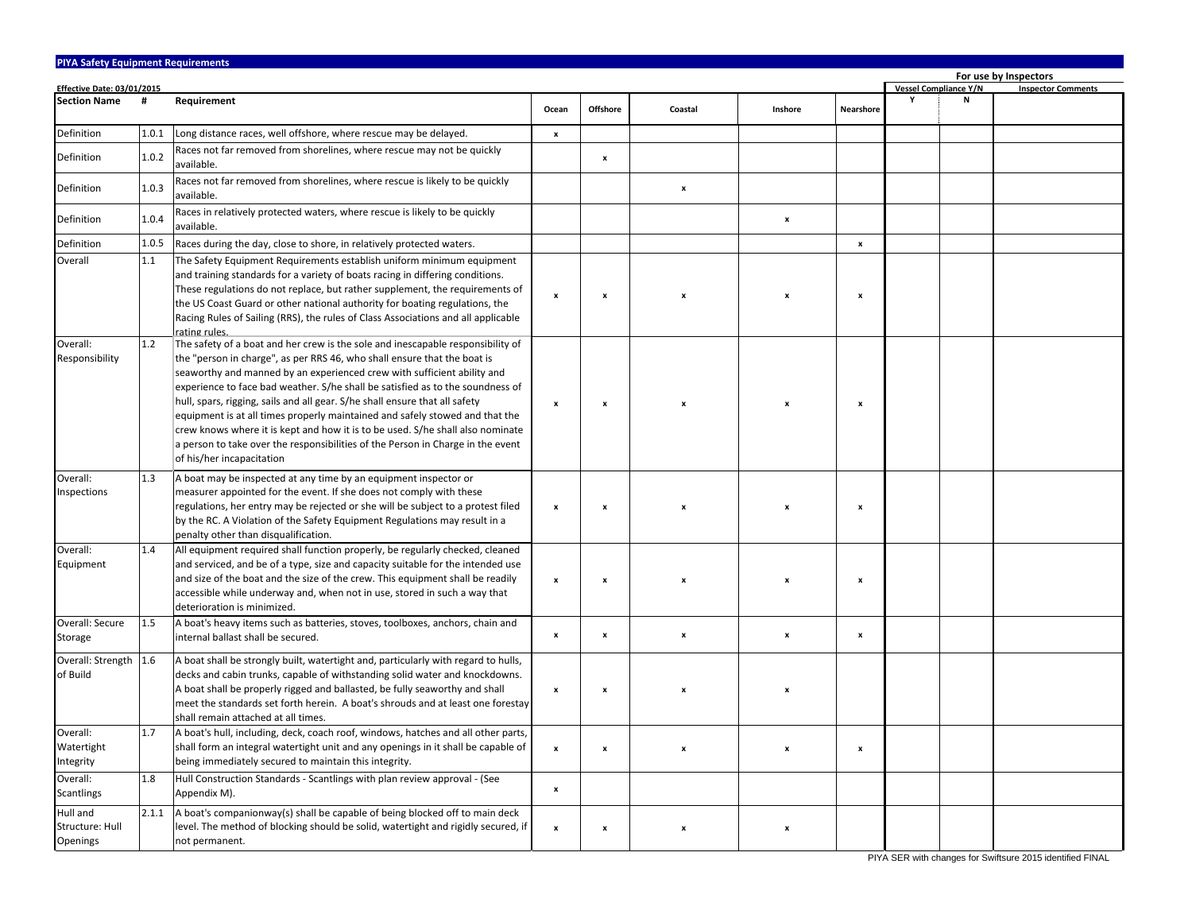## PIYA Safety Equipment Requirements

Effective Date: 03/01/2015

| Section Name | # | Requirement | Ocean | Offshore | Coastal | Inshore | Nearshore | Vessel Compliance Y/N: Y | Vessel Compliance Y/N: N | Inspector Comments (For use by Inspectors) |
|---|---|---|---|---|---|---|---|---|---|---|
| Definition | 1.0.1 | Long distance races, well offshore, where rescue may be delayed. | x | | | | | | | |
| Definition | 1.0.2 | Races not far removed from shorelines, where rescue may not be quickly available. | | x | | | | | | |
| Definition | 1.0.3 | Races not far removed from shorelines, where rescue is likely to be quickly available. | | | x | | | | | |
| Definition | 1.0.4 | Races in relatively protected waters, where rescue is likely to be quickly available. | | | | x | | | | |
| Definition | 1.0.5 | Races during the day, close to shore, in relatively protected waters. | | | | | x | | | |
| Overall | 1.1 | The Safety Equipment Requirements establish uniform minimum equipment and training standards for a variety of boats racing in differing conditions. These regulations do not replace, but rather supplement, the requirements of the US Coast Guard or other national authority for boating regulations, the Racing Rules of Sailing (RRS), the rules of Class Associations and all applicable rating rules. | x | x | x | x | x | | | |
| Overall: Responsibility | 1.2 | The safety of a boat and her crew is the sole and inescapable responsibility of the "person in charge", as per RRS 46, who shall ensure that the boat is seaworthy and manned by an experienced crew with sufficient ability and experience to face bad weather. S/he shall be satisfied as to the soundness of hull, spars, rigging, sails and all gear. S/he shall ensure that all safety equipment is at all times properly maintained and safely stowed and that the crew knows where it is kept and how it is to be used. S/he shall also nominate a person to take over the responsibilities of the Person in Charge in the event of his/her incapacitation | x | x | x | x | x | | | |
| Overall: Inspections | 1.3 | A boat may be inspected at any time by an equipment inspector or measurer appointed for the event. If she does not comply with these regulations, her entry may be rejected or she will be subject to a protest filed by the RC. A Violation of the Safety Equipment Regulations may result in a penalty other than disqualification. | x | x | x | x | x | | | |
| Overall: Equipment | 1.4 | All equipment required shall function properly, be regularly checked, cleaned and serviced, and be of a type, size and capacity suitable for the intended use and size of the boat and the size of the crew. This equipment shall be readily accessible while underway and, when not in use, stored in such a way that deterioration is minimized. | x | x | x | x | x | | | |
| Overall: Secure Storage | 1.5 | A boat's heavy items such as batteries, stoves, toolboxes, anchors, chain and internal ballast shall be secured. | x | x | x | x | x | | | |
| Overall: Strength of Build | 1.6 | A boat shall be strongly built, watertight and, particularly with regard to hulls, decks and cabin trunks, capable of withstanding solid water and knockdowns. A boat shall be properly rigged and ballasted, be fully seaworthy and shall meet the standards set forth herein. A boat's shrouds and at least one forestay shall remain attached at all times. | x | x | x | x | | | | |
| Overall: Watertight Integrity | 1.7 | A boat's hull, including, deck, coach roof, windows, hatches and all other parts, shall form an integral watertight unit and any openings in it shall be capable of being immediately secured to maintain this integrity. | x | x | x | x | x | | | |
| Overall: Scantlings | 1.8 | Hull Construction Standards - Scantlings with plan review approval - (See Appendix M). | x | | | | | | | |
| Hull and Structure: Hull Openings | 2.1.1 | A boat's companionway(s) shall be capable of being blocked off to main deck level. The method of blocking should be solid, watertight and rigidly secured, if not permanent. | x | x | x | x | | | | |

PIYA SER with changes for Swiftsure 2015 identified FINAL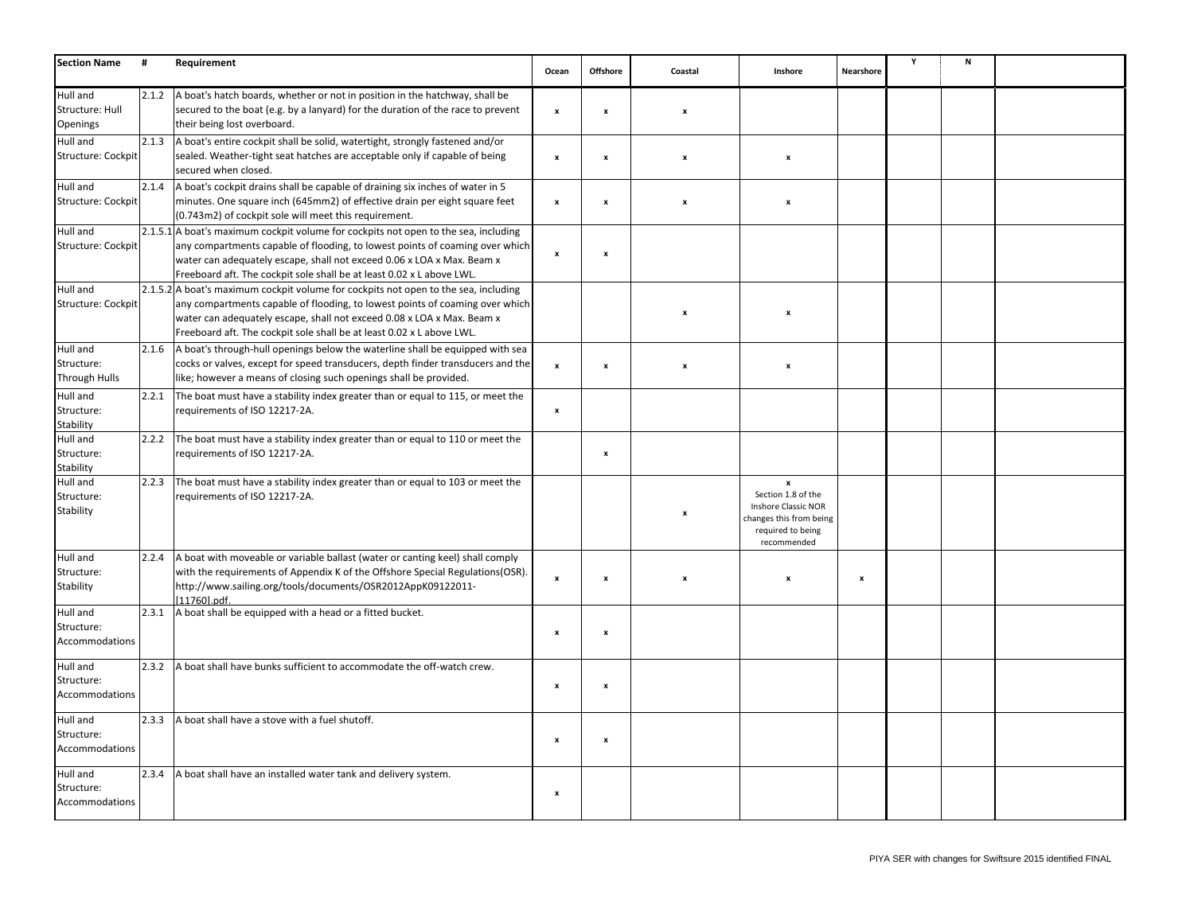| Section Name | # | Requirement | Ocean | Offshore | Coastal | Inshore | Nearshore | Y | N | |
|---|---|---|---|---|---|---|---|---|---|---|
| Hull and Structure: Hull Openings | 2.1.2 | A boat's hatch boards, whether or not in position in the hatchway, shall be secured to the boat (e.g. by a lanyard) for the duration of the race to prevent their being lost overboard. | x | x | x | | | | | |
| Hull and Structure: Cockpit | 2.1.3 | A boat's entire cockpit shall be solid, watertight, strongly fastened and/or sealed. Weather-tight seat hatches are acceptable only if capable of being secured when closed. | x | x | x | x | | | | |
| Hull and Structure: Cockpit | 2.1.4 | A boat's cockpit drains shall be capable of draining six inches of water in 5 minutes. One square inch (645mm2) of effective drain per eight square feet (0.743m2) of cockpit sole will meet this requirement. | x | x | x | x | | | | |
| Hull and Structure: Cockpit | 2.1.5.1 | A boat's maximum cockpit volume for cockpits not open to the sea, including any compartments capable of flooding, to lowest points of coaming over which water can adequately escape, shall not exceed 0.06 x LOA x Max. Beam x Freeboard aft. The cockpit sole shall be at least 0.02 x L above LWL. | x | x | | | | | | |
| Hull and Structure: Cockpit | 2.1.5.2 | A boat's maximum cockpit volume for cockpits not open to the sea, including any compartments capable of flooding, to lowest points of coaming over which water can adequately escape, shall not exceed 0.08 x LOA x Max. Beam x Freeboard aft. The cockpit sole shall be at least 0.02 x L above LWL. | | | x | x | | | | |
| Hull and Structure: Through Hulls | 2.1.6 | A boat's through-hull openings below the waterline shall be equipped with sea cocks or valves, except for speed transducers, depth finder transducers and the like; however a means of closing such openings shall be provided. | x | x | x | x | | | | |
| Hull and Structure: Stability | 2.2.1 | The boat must have a stability index greater than or equal to 115, or meet the requirements of ISO 12217-2A. | x | | | | | | | |
| Hull and Structure: Stability | 2.2.2 | The boat must have a stability index greater than or equal to 110 or meet the requirements of ISO 12217-2A. | | x | | | | | | |
| Hull and Structure: Stability | 2.2.3 | The boat must have a stability index greater than or equal to 103 or meet the requirements of ISO 12217-2A. | | | x | x Section 1.8 of the Inshore Classic NOR changes this from being required to being recommended | | | | |
| Hull and Structure: Stability | 2.2.4 | A boat with moveable or variable ballast (water or canting keel) shall comply with the requirements of Appendix K of the Offshore Special Regulations(OSR). http://www.sailing.org/tools/documents/OSR2012AppK09122011-[11760].pdf. | x | x | x | x | x | | | |
| Hull and Structure: Accommodations | 2.3.1 | A boat shall be equipped with a head or a fitted bucket. | x | x | | | | | | |
| Hull and Structure: Accommodations | 2.3.2 | A boat shall have bunks sufficient to accommodate the off-watch crew. | x | x | | | | | | |
| Hull and Structure: Accommodations | 2.3.3 | A boat shall have a stove with a fuel shutoff. | x | x | | | | | | |
| Hull and Structure: Accommodations | 2.3.4 | A boat shall have an installed water tank and delivery system. | x | | | | | | | |

PIYA SER with changes for Swiftsure 2015 identified FINAL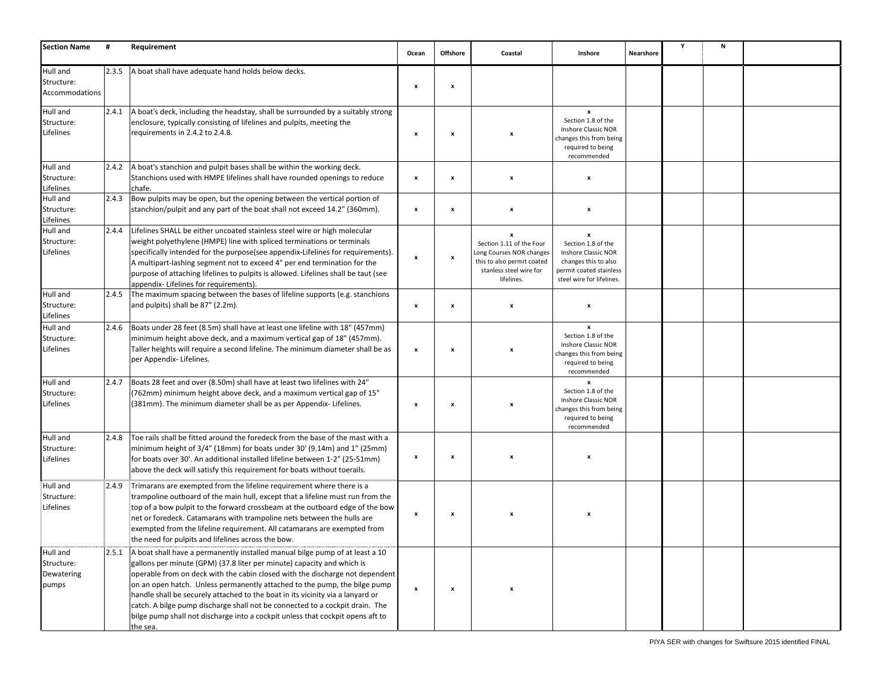| Section Name | # | Requirement | Ocean | Offshore | Coastal | Inshore | Nearshore | Y | N | |
|---|---|---|---|---|---|---|---|---|---|---|
| Hull and Structure: Accommodations | 2.3.5 | A boat shall have adequate hand holds below decks. | x | x | | | | | | |
| Hull and Structure: Lifelines | 2.4.1 | A boat's deck, including the headstay, shall be surrounded by a suitably strong enclosure, typically consisting of lifelines and pulpits, meeting the requirements in 2.4.2 to 2.4.8. | x | x | x | x Section 1.8 of the Inshore Classic NOR changes this from being required to being recommended | | | | |
| Hull and Structure: Lifelines | 2.4.2 | A boat's stanchion and pulpit bases shall be within the working deck. Stanchions used with HMPE lifelines shall have rounded openings to reduce chafe. | x | x | x | x | | | | |
| Hull and Structure: Lifelines | 2.4.3 | Bow pulpits may be open, but the opening between the vertical portion of stanchion/pulpit and any part of the boat shall not exceed 14.2" (360mm). | x | x | x | x | | | | |
| Hull and Structure: Lifelines | 2.4.4 | Lifelines SHALL be either uncoated stainless steel wire or high molecular weight polyethylene (HMPE) line with spliced terminations or terminals specifically intended for the purpose(see appendix-Lifelines for requirements). A multipart-lashing segment not to exceed 4" per end termination for the purpose of attaching lifelines to pulpits is allowed. Lifelines shall be taut (see appendix- Lifelines for requirements). | x | x | x Section 1.11 of the Four Long Courses NOR changes this to also permit coated stanless steel wire for lifelines. | x Section 1.8 of the Inshore Classic NOR changes this to also permit coated stainless steel wire for lifelines. | | | | |
| Hull and Structure: Lifelines | 2.4.5 | The maximum spacing between the bases of lifeline supports (e.g. stanchions and pulpits) shall be 87" (2.2m). | x | x | x | x | | | | |
| Hull and Structure: Lifelines | 2.4.6 | Boats under 28 feet (8.5m) shall have at least one lifeline with 18" (457mm) minimum height above deck, and a maximum vertical gap of 18" (457mm). Taller heights will require a second lifeline. The minimum diameter shall be as per Appendix- Lifelines. | x | x | x | x Section 1.8 of the Inshore Classic NOR changes this from being required to being recommended | | | | |
| Hull and Structure: Lifelines | 2.4.7 | Boats 28 feet and over (8.50m) shall have at least two lifelines with 24" (762mm) minimum height above deck, and a maximum vertical gap of 15" (381mm). The minimum diameter shall be as per Appendix- Lifelines. | x | x | x | x Section 1.8 of the Inshore Classic NOR changes this from being required to being recommended | | | | |
| Hull and Structure: Lifelines | 2.4.8 | Toe rails shall be fitted around the foredeck from the base of the mast with a minimum height of 3/4" (18mm) for boats under 30' (9.14m) and 1" (25mm) for boats over 30'. An additional installed lifeline between 1-2" (25-51mm) above the deck will satisfy this requirement for boats without toerails. | x | x | x | x | | | | |
| Hull and Structure: Lifelines | 2.4.9 | Trimarans are exempted from the lifeline requirement where there is a trampoline outboard of the main hull, except that a lifeline must run from the top of a bow pulpit to the forward crossbeam at the outboard edge of the bow net or foredeck. Catamarans with trampoline nets between the hulls are exempted from the lifeline requirement. All catamarans are exempted from the need for pulpits and lifelines across the bow. | x | x | x | x | | | | |
| Hull and Structure: Dewatering pumps | 2.5.1 | A boat shall have a permanently installed manual bilge pump of at least a 10 gallons per minute (GPM) (37.8 liter per minute) capacity and which is operable from on deck with the cabin closed with the discharge not dependent on an open hatch. Unless permanently attached to the pump, the bilge pump handle shall be securely attached to the boat in its vicinity via a lanyard or catch. A bilge pump discharge shall not be connected to a cockpit drain. The bilge pump shall not discharge into a cockpit unless that cockpit opens aft to the sea. | x | x | x | | | | | |

PIYA SER with changes for Swiftsure 2015 identified FINAL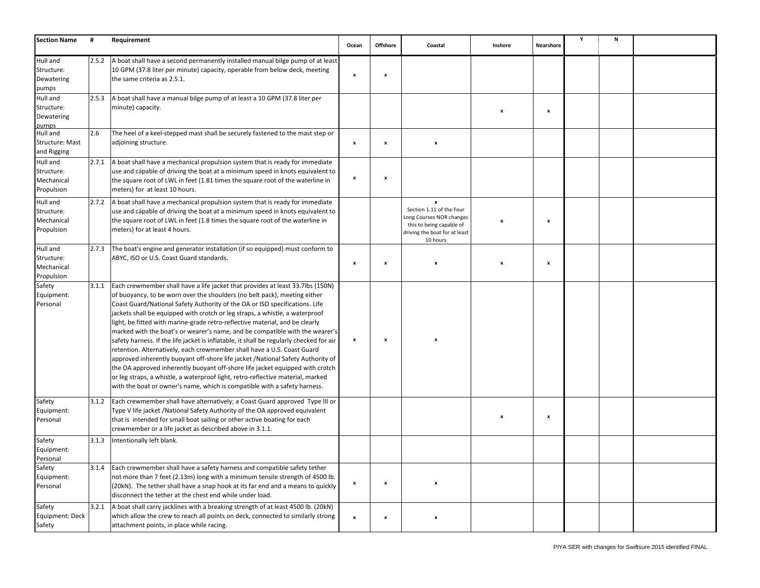| Section Name | # | Requirement | Ocean | Offshore | Coastal | Inshore | Nearshore | Y | N | |
|---|---|---|---|---|---|---|---|---|---|---|
| Hull and Structure: Dewatering pumps | 2.5.2 | A boat shall have a second permanently installed manual bilge pump of at least 10 GPM (37.8 liter per minute) capacity, operable from below deck, meeting the same criteria as 2.5.1. | x | x | | | | | | |
| Hull and Structure: Dewatering pumps | 2.5.3 | A boat shall have a manual bilge pump of at least a 10 GPM (37.8 liter per minute) capacity. | | | | x | x | | | |
| Hull and Structure: Mast and Rigging | 2.6 | The heel of a keel-stepped mast shall be securely fastened to the mast step or adjoining structure. | x | x | x | | | | | |
| Hull and Structure: Mechanical Propulsion | 2.7.1 | A boat shall have a mechanical propulsion system that is ready for immediate use and capable of driving the boat at a minimum speed in knots equivalent to the square root of LWL in feet (1.81 times the square root of the waterline in meters) for at least 10 hours. | x | x | | | | | | |
| Hull and Structure: Mechanical Propulsion | 2.7.2 | A boat shall have a mechanical propulsion system that is ready for immediate use and capable of driving the boat at a minimum speed in knots equivalent to the square root of LWL in feet (1.8 times the square root of the waterline in meters) for at least 4 hours. | | | x Section 1.11 of the Four Long Courses NOR changes this to being capable of driving the boat for at least 10 hours | x | x | | | |
| Hull and Structure: Mechanical Propulsion | 2.7.3 | The boat's engine and generator installation (if so equipped) must conform to ABYC, ISO or U.S. Coast Guard standards. | x | x | x | x | x | | | |
| Safety Equipment: Personal | 3.1.1 | Each crewmember shall have a life jacket that provides at least 33.7lbs (150N) of buoyancy, to be worn over the shoulders (no belt pack), meeting either Coast Guard/National Safety Authority of the OA or ISO specifications. Life jackets shall be equipped with crotch or leg straps, a whistle, a waterproof light, be fitted with marine-grade retro-reflective material, and be clearly marked with the boat's or wearer's name, and be compatible with the wearer's safety harness. If the life jacket is inflatable, it shall be regularly checked for air retention. Alternatively, each crewmember shall have a U.S. Coast Guard approved inherently buoyant off-shore life jacket /National Safety Authority of the OA approved inherently buoyant off-shore life jacket equipped with crotch or leg straps, a whistle, a waterproof light, retro-reflective material, marked with the boat or owner's name, which is compatible with a safety harness. | x | x | x | | | | | |
| Safety Equipment: Personal | 3.1.2 | Each crewmember shall have alternatively; a Coast Guard approved Type III or Type V life jacket /National Safety Authority of the OA approved equivalent that is intended for small boat sailing or other active boating for each crewmember or a life jacket as described above in 3.1.1. | | | | x | x | | | |
| Safety Equipment: Personal | 3.1.3 | Intentionally left blank. | | | | | | | | |
| Safety Equipment: Personal | 3.1.4 | Each crewmember shall have a safety harness and compatible safety tether not more than 7 feet (2.13m) long with a minimum tensile strength of 4500 lb. (20kN). The tether shall have a snap hook at its far end and a means to quickly disconnect the tether at the chest end while under load. | x | x | x | | | | | |
| Safety Equipment: Deck Safety | 3.2.1 | A boat shall carry jacklines with a breaking strength of at least 4500 lb. (20kN) which allow the crew to reach all points on deck, connected to similarly strong attachment points, in place while racing. | x | x | x | | | | | |

PIYA SER with changes for Swiftsure 2015 identified FINAL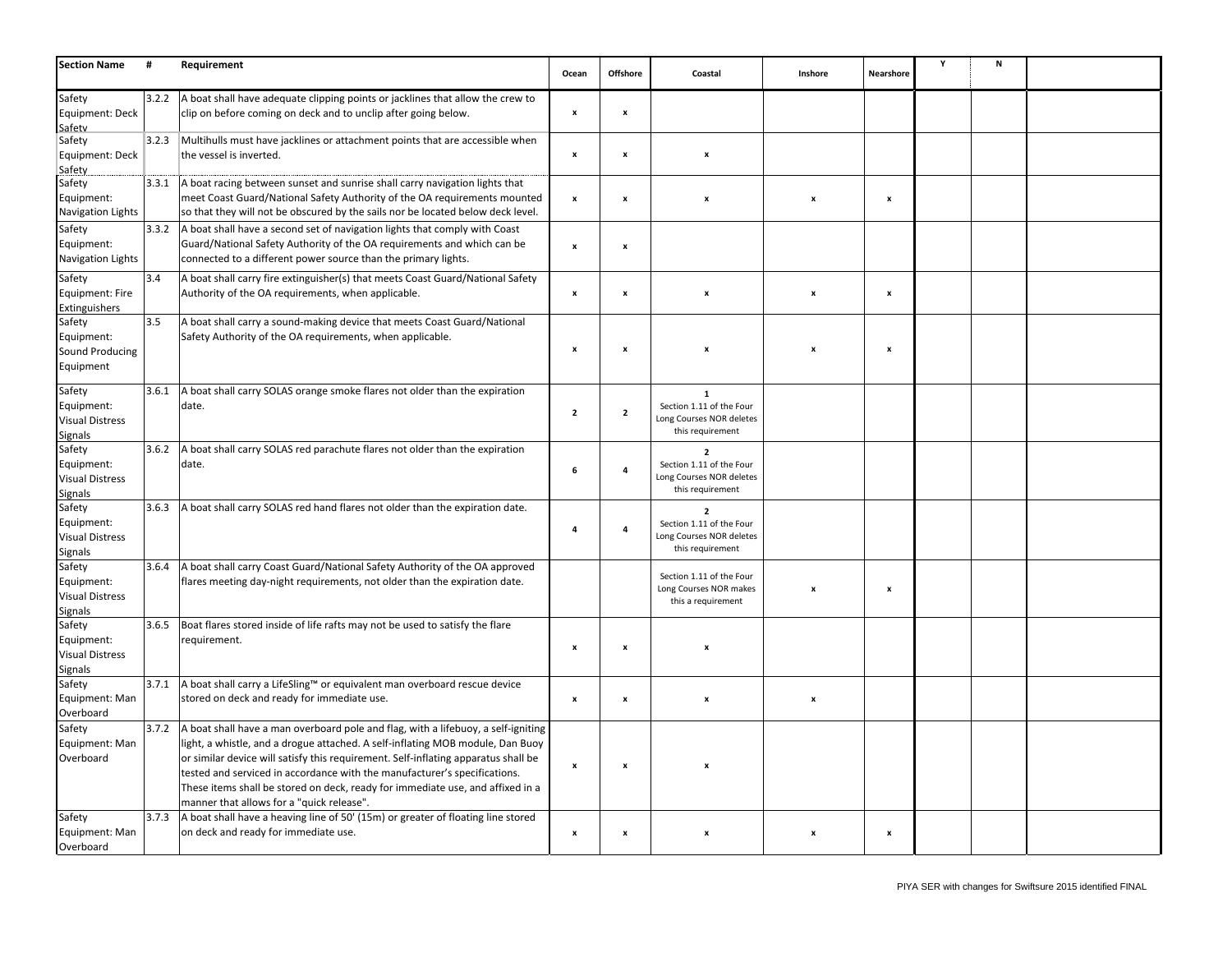| Section Name | # | Requirement | Ocean | Offshore | Coastal | Inshore | Nearshore | Y | N | |
|---|---|---|---|---|---|---|---|---|---|---|
| Safety Equipment: Deck Safety | 3.2.2 | A boat shall have adequate clipping points or jacklines that allow the crew to clip on before coming on deck and to unclip after going below. | x | x | | | | | | |
| Safety Equipment: Deck Safety | 3.2.3 | Multihulls must have jacklines or attachment points that are accessible when the vessel is inverted. | x | x | x | | | | | |
| Safety Equipment: Navigation Lights | 3.3.1 | A boat racing between sunset and sunrise shall carry navigation lights that meet Coast Guard/National Safety Authority of the OA requirements mounted so that they will not be obscured by the sails nor be located below deck level. | x | x | x | x | x | | | |
| Safety Equipment: Navigation Lights | 3.3.2 | A boat shall have a second set of navigation lights that comply with Coast Guard/National Safety Authority of the OA requirements and which can be connected to a different power source than the primary lights. | x | x | | | | | | |
| Safety Equipment: Fire Extinguishers | 3.4 | A boat shall carry fire extinguisher(s) that meets Coast Guard/National Safety Authority of the OA requirements, when applicable. | x | x | x | x | x | | | |
| Safety Equipment: Sound Producing Equipment | 3.5 | A boat shall carry a sound-making device that meets Coast Guard/National Safety Authority of the OA requirements, when applicable. | x | x | x | x | x | | | |
| Safety Equipment: Visual Distress Signals | 3.6.1 | A boat shall carry SOLAS orange smoke flares not older than the expiration date. | 2 | 2 | 1 Section 1.11 of the Four Long Courses NOR deletes this requirement | | | | | |
| Safety Equipment: Visual Distress Signals | 3.6.2 | A boat shall carry SOLAS red parachute flares not older than the expiration date. | 6 | 4 | 2 Section 1.11 of the Four Long Courses NOR deletes this requirement | | | | | |
| Safety Equipment: Visual Distress Signals | 3.6.3 | A boat shall carry SOLAS red hand flares not older than the expiration date. | 4 | 4 | 2 Section 1.11 of the Four Long Courses NOR deletes this requirement | | | | | |
| Safety Equipment: Visual Distress Signals | 3.6.4 | A boat shall carry Coast Guard/National Safety Authority of the OA approved flares meeting day-night requirements, not older than the expiration date. | | | Section 1.11 of the Four Long Courses NOR makes this a requirement | x | x | | | |
| Safety Equipment: Visual Distress Signals | 3.6.5 | Boat flares stored inside of life rafts may not be used to satisfy the flare requirement. | x | x | x | | | | | |
| Safety Equipment: Man Overboard | 3.7.1 | A boat shall carry a LifeSling™ or equivalent man overboard rescue device stored on deck and ready for immediate use. | x | x | x | x | | | | |
| Safety Equipment: Man Overboard | 3.7.2 | A boat shall have a man overboard pole and flag, with a lifebuoy, a self-igniting light, a whistle, and a drogue attached. A self-inflating MOB module, Dan Buoy or similar device will satisfy this requirement. Self-inflating apparatus shall be tested and serviced in accordance with the manufacturer's specifications. These items shall be stored on deck, ready for immediate use, and affixed in a manner that allows for a "quick release". | x | x | x | | | | | |
| Safety Equipment: Man Overboard | 3.7.3 | A boat shall have a heaving line of 50' (15m) or greater of floating line stored on deck and ready for immediate use. | x | x | x | x | x | | | |

PIYA SER with changes for Swiftsure 2015 identified FINAL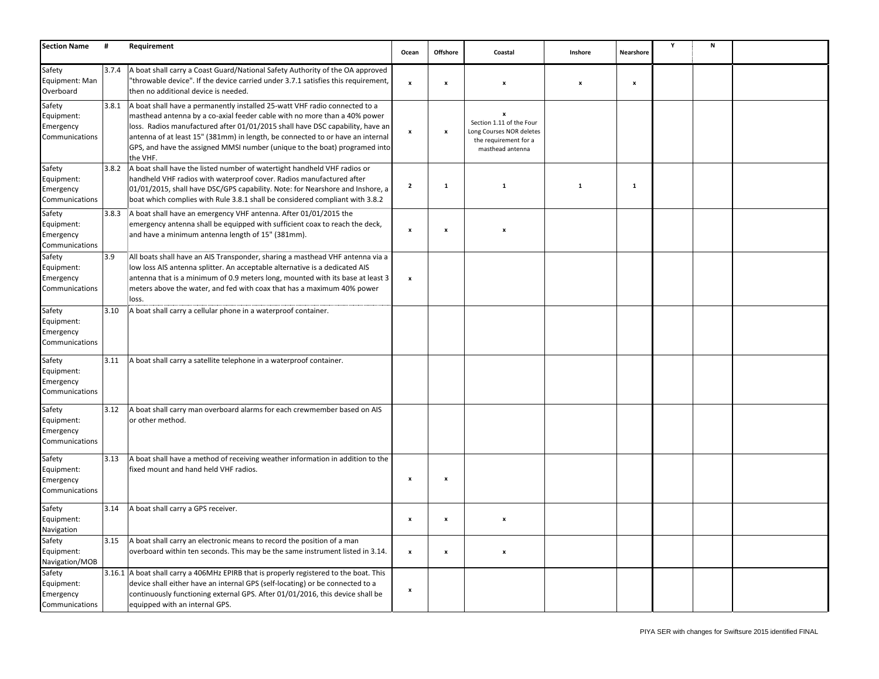| Section Name | # | Requirement | Ocean | Offshore | Coastal | Inshore | Nearshore | Y | N | |
|---|---|---|---|---|---|---|---|---|---|---|
| Safety Equipment: Man Overboard | 3.7.4 | A boat shall carry a Coast Guard/National Safety Authority of the OA approved "throwable device". If the device carried under 3.7.1 satisfies this requirement, then no additional device is needed. | x | x | x | x | x | | | |
| Safety Equipment: Emergency Communications | 3.8.1 | A boat shall have a permanently installed 25-watt VHF radio connected to a masthead antenna by a co-axial feeder cable with no more than a 40% power loss. Radios manufactured after 01/01/2015 shall have DSC capability, have an antenna of at least 15" (381mm) in length, be connected to or have an internal GPS, and have the assigned MMSI number (unique to the boat) programed into the VHF. | x | x | x Section 1.11 of the Four Long Courses NOR deletes the requirement for a masthead antenna | | | | | |
| Safety Equipment: Emergency Communications | 3.8.2 | A boat shall have the listed number of watertight handheld VHF radios or handheld VHF radios with waterproof cover. Radios manufactured after 01/01/2015, shall have DSC/GPS capability. Note: for Nearshore and Inshore, a boat which complies with Rule 3.8.1 shall be considered compliant with 3.8.2 | 2 | 1 | 1 | 1 | 1 | | | |
| Safety Equipment: Emergency Communications | 3.8.3 | A boat shall have an emergency VHF antenna. After 01/01/2015 the emergency antenna shall be equipped with sufficient coax to reach the deck, and have a minimum antenna length of 15" (381mm). | x | x | x | | | | | |
| Safety Equipment: Emergency Communications | 3.9 | All boats shall have an AIS Transponder, sharing a masthead VHF antenna via a low loss AIS antenna splitter. An acceptable alternative is a dedicated AIS antenna that is a minimum of 0.9 meters long, mounted with its base at least 3 meters above the water, and fed with coax that has a maximum 40% power loss. | x | | | | | | | |
| Safety Equipment: Emergency Communications | 3.10 | A boat shall carry a cellular phone in a waterproof container. | | | | | | | | |
| Safety Equipment: Emergency Communications | 3.11 | A boat shall carry a satellite telephone in a waterproof container. | | | | | | | | |
| Safety Equipment: Emergency Communications | 3.12 | A boat shall carry man overboard alarms for each crewmember based on AIS or other method. | | | | | | | | |
| Safety Equipment: Emergency Communications | 3.13 | A boat shall have a method of receiving weather information in addition to the fixed mount and hand held VHF radios. | x | x | | | | | | |
| Safety Equipment: Navigation | 3.14 | A boat shall carry a GPS receiver. | x | x | x | | | | | |
| Safety Equipment: Navigation/MOB | 3.15 | A boat shall carry an electronic means to record the position of a man overboard within ten seconds. This may be the same instrument listed in 3.14. | x | x | x | | | | | |
| Safety Equipment: Emergency Communications | 3.16.1 | A boat shall carry a 406MHz EPIRB that is properly registered to the boat. This device shall either have an internal GPS (self-locating) or be connected to a continuously functioning external GPS. After 01/01/2016, this device shall be equipped with an internal GPS. | x | | | | | | | |

PIYA SER with changes for Swiftsure 2015 identified FINAL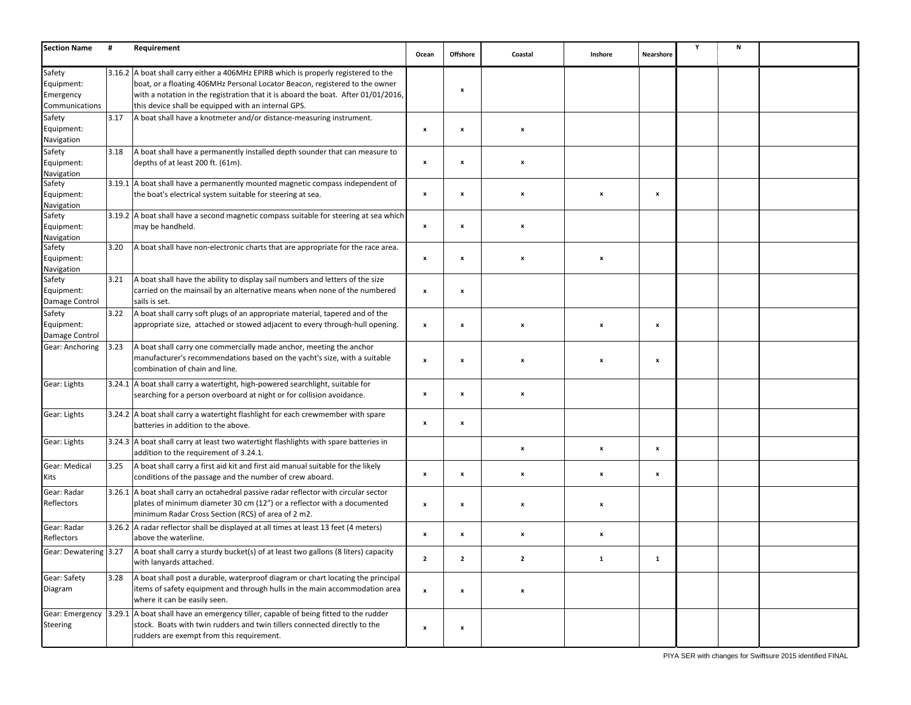| Section Name | # | Requirement | Ocean | Offshore | Coastal | Inshore | Nearshore | Y | N | |
|---|---|---|---|---|---|---|---|---|---|---|
| Safety Equipment: Emergency Communications | 3.16.2 | A boat shall carry either a 406MHz EPIRB which is properly registered to the boat, or a floating 406MHz Personal Locator Beacon, registered to the owner with a notation in the registration that it is aboard the boat. After 01/01/2016, this device shall be equipped with an internal GPS. | | x | | | | | | |
| Safety Equipment: Navigation | 3.17 | A boat shall have a knotmeter and/or distance-measuring instrument. | x | x | x | | | | | |
| Safety Equipment: Navigation | 3.18 | A boat shall have a permanently installed depth sounder that can measure to depths of at least 200 ft. (61m). | x | x | x | | | | | |
| Safety Equipment: Navigation | 3.19.1 | A boat shall have a permanently mounted magnetic compass independent of the boat's electrical system suitable for steering at sea. | x | x | x | x | x | | | |
| Safety Equipment: Navigation | 3.19.2 | A boat shall have a second magnetic compass suitable for steering at sea which may be handheld. | x | x | x | | | | | |
| Safety Equipment: Navigation | 3.20 | A boat shall have non-electronic charts that are appropriate for the race area. | x | x | x | x | | | | |
| Safety Equipment: Damage Control | 3.21 | A boat shall have the ability to display sail numbers and letters of the size carried on the mainsail by an alternative means when none of the numbered sails is set. | x | x | | | | | | |
| Safety Equipment: Damage Control | 3.22 | A boat shall carry soft plugs of an appropriate material, tapered and of the appropriate size, attached or stowed adjacent to every through-hull opening. | x | x | x | x | x | | | |
| Gear: Anchoring | 3.23 | A boat shall carry one commercially made anchor, meeting the anchor manufacturer's recommendations based on the yacht's size, with a suitable combination of chain and line. | x | x | x | x | x | | | |
| Gear: Lights | 3.24.1 | A boat shall carry a watertight, high-powered searchlight, suitable for searching for a person overboard at night or for collision avoidance. | x | x | x | | | | | |
| Gear: Lights | 3.24.2 | A boat shall carry a watertight flashlight for each crewmember with spare batteries in addition to the above. | x | x | | | | | | |
| Gear: Lights | 3.24.3 | A boat shall carry at least two watertight flashlights with spare batteries in addition to the requirement of 3.24.1. | | | x | x | x | | | |
| Gear: Medical Kits | 3.25 | A boat shall carry a first aid kit and first aid manual suitable for the likely conditions of the passage and the number of crew aboard. | x | x | x | x | x | | | |
| Gear: Radar Reflectors | 3.26.1 | A boat shall carry an octahedral passive radar reflector with circular sector plates of minimum diameter 30 cm (12") or a reflector with a documented minimum Radar Cross Section (RCS) of area of 2 m2. | x | x | x | x | | | | |
| Gear: Radar Reflectors | 3.26.2 | A radar reflector shall be displayed at all times at least 13 feet (4 meters) above the waterline. | x | x | x | x | | | | |
| Gear: Dewatering | 3.27 | A boat shall carry a sturdy bucket(s) of at least two gallons (8 liters) capacity with lanyards attached. | 2 | 2 | 2 | 1 | 1 | | | |
| Gear: Safety Diagram | 3.28 | A boat shall post a durable, waterproof diagram or chart locating the principal items of safety equipment and through hulls in the main accommodation area where it can be easily seen. | x | x | x | | | | | |
| Gear: Emergency Steering | 3.29.1 | A boat shall have an emergency tiller, capable of being fitted to the rudder stock. Boats with twin rudders and twin tillers connected directly to the rudders are exempt from this requirement. | x | x | | | | | | |

PIYA SER with changes for Swiftsure 2015 identified FINAL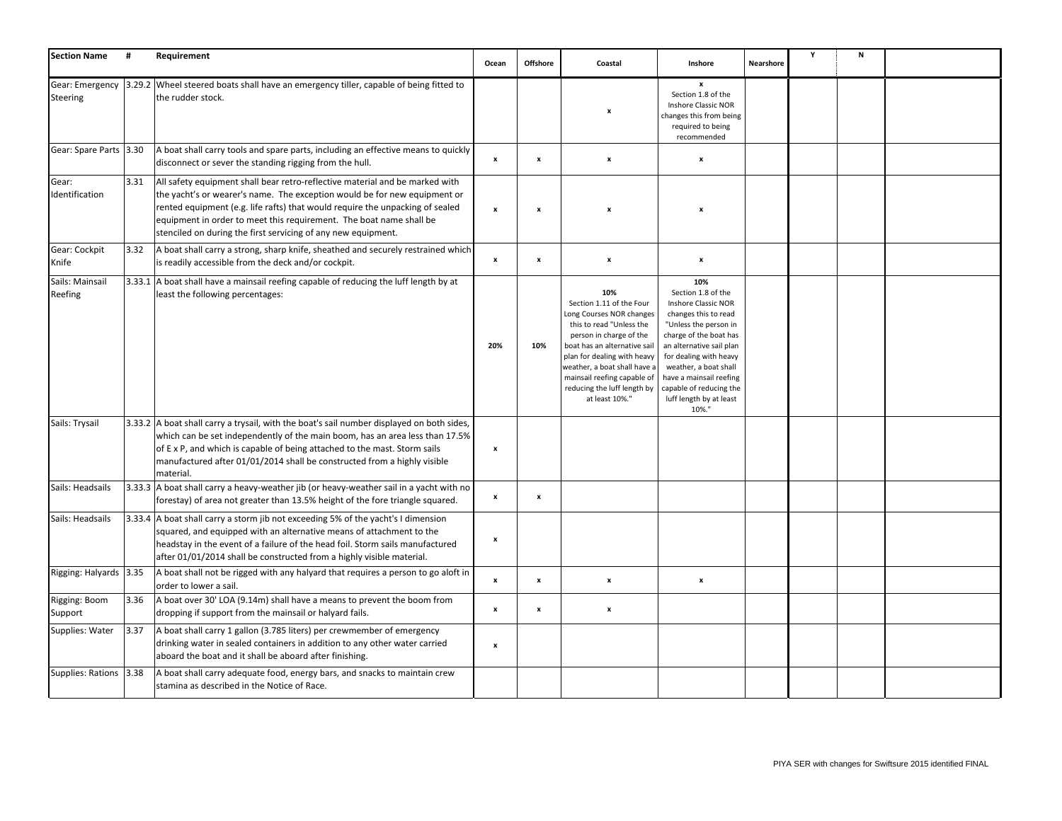| Section Name | # | Requirement | Ocean | Offshore | Coastal | Inshore | Nearshore | Y | N | |
|---|---|---|---|---|---|---|---|---|---|---|
| Gear: Emergency Steering | 3.29.2 | Wheel steered boats shall have an emergency tiller, capable of being fitted to the rudder stock. | | | x | x Section 1.8 of the Inshore Classic NOR changes this from being required to being recommended | | | | |
| Gear: Spare Parts | 3.30 | A boat shall carry tools and spare parts, including an effective means to quickly disconnect or sever the standing rigging from the hull. | x | x | x | x | | | | |
| Gear: Identification | 3.31 | All safety equipment shall bear retro-reflective material and be marked with the yacht's or wearer's name. The exception would be for new equipment or rented equipment (e.g. life rafts) that would require the unpacking of sealed equipment in order to meet this requirement. The boat name shall be stenciled on during the first servicing of any new equipment. | x | x | x | x | | | | |
| Gear: Cockpit Knife | 3.32 | A boat shall carry a strong, sharp knife, sheathed and securely restrained which is readily accessible from the deck and/or cockpit. | x | x | x | x | | | | |
| Sails: Mainsail Reefing | 3.33.1 | A boat shall have a mainsail reefing capable of reducing the luff length by at least the following percentages: | **20%** | **10%** | **10%** Section 1.11 of the Four Long Courses NOR changes this to read "Unless the person in charge of the boat has an alternative sail plan for dealing with heavy weather, a boat shall have a mainsail reefing capable of reducing the luff length by at least 10%." | **10%** Section 1.8 of the Inshore Classic NOR changes this to read "Unless the person in charge of the boat has an alternative sail plan for dealing with heavy weather, a boat shall have a mainsail reefing capable of reducing the luff length by at least 10%." | | | | |
| Sails: Trysail | 3.33.2 | A boat shall carry a trysail, with the boat's sail number displayed on both sides, which can be set independently of the main boom, has an area less than 17.5% of E x P, and which is capable of being attached to the mast. Storm sails manufactured after 01/01/2014 shall be constructed from a highly visible material. | x | | | | | | | |
| Sails: Headsails | 3.33.3 | A boat shall carry a heavy-weather jib (or heavy-weather sail in a yacht with no forestay) of area not greater than 13.5% height of the fore triangle squared. | x | x | | | | | | |
| Sails: Headsails | 3.33.4 | A boat shall carry a storm jib not exceeding 5% of the yacht's I dimension squared, and equipped with an alternative means of attachment to the headstay in the event of a failure of the head foil. Storm sails manufactured after 01/01/2014 shall be constructed from a highly visible material. | x | | | | | | | |
| Rigging: Halyards | 3.35 | A boat shall not be rigged with any halyard that requires a person to go aloft in order to lower a sail. | x | x | x | x | | | | |
| Rigging: Boom Support | 3.36 | A boat over 30' LOA (9.14m) shall have a means to prevent the boom from dropping if support from the mainsail or halyard fails. | x | x | x | | | | | |
| Supplies: Water | 3.37 | A boat shall carry 1 gallon (3.785 liters) per crewmember of emergency drinking water in sealed containers in addition to any other water carried aboard the boat and it shall be aboard after finishing. | x | | | | | | | |
| Supplies: Rations | 3.38 | A boat shall carry adequate food, energy bars, and snacks to maintain crew stamina as described in the Notice of Race. | | | | | | | | |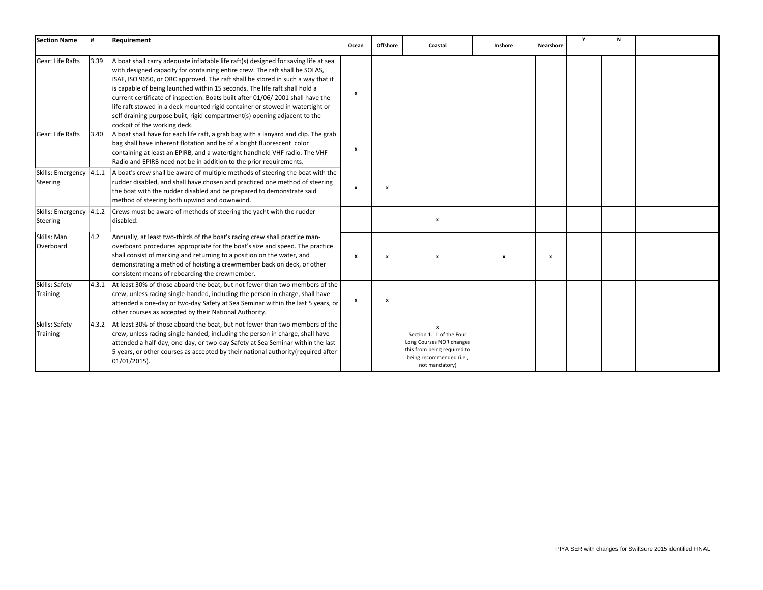| Section Name | # | Requirement | Ocean | Offshore | Coastal | Inshore | Nearshore | Y | N | |
|---|---|---|---|---|---|---|---|---|---|---|
| Gear: Life Rafts | 3.39 | A boat shall carry adequate inflatable life raft(s) designed for saving life at sea with designed capacity for containing entire crew. The raft shall be SOLAS, ISAF, ISO 9650, or ORC approved. The raft shall be stored in such a way that it is capable of being launched within 15 seconds. The life raft shall hold a current certificate of inspection. Boats built after 01/06/ 2001 shall have the life raft stowed in a deck mounted rigid container or stowed in watertight or self draining purpose built, rigid compartment(s) opening adjacent to the cockpit of the working deck. | x | | | | | | | |
| Gear: Life Rafts | 3.40 | A boat shall have for each life raft, a grab bag with a lanyard and clip. The grab bag shall have inherent flotation and be of a bright fluorescent color containing at least an EPIRB, and a watertight handheld VHF radio. The VHF Radio and EPIRB need not be in addition to the prior requirements. | x | | | | | | | |
| Skills: Emergency Steering | 4.1.1 | A boat's crew shall be aware of multiple methods of steering the boat with the rudder disabled, and shall have chosen and practiced one method of steering the boat with the rudder disabled and be prepared to demonstrate said method of steering both upwind and downwind. | x | x | | | | | | |
| Skills: Emergency Steering | 4.1.2 | Crews must be aware of methods of steering the yacht with the rudder disabled. | | | x | | | | | |
| Skills: Man Overboard | 4.2 | Annually, at least two-thirds of the boat's racing crew shall practice man-overboard procedures appropriate for the boat's size and speed. The practice shall consist of marking and returning to a position on the water, and demonstrating a method of hoisting a crewmember back on deck, or other consistent means of reboarding the crewmember. | X | x | x | x | x | | | |
| Skills: Safety Training | 4.3.1 | At least 30% of those aboard the boat, but not fewer than two members of the crew, unless racing single-handed, including the person in charge, shall have attended a one-day or two-day Safety at Sea Seminar within the last 5 years, or other courses as accepted by their National Authority. | x | x | | | | | | |
| Skills: Safety Training | 4.3.2 | At least 30% of those aboard the boat, but not fewer than two members of the crew, unless racing single handed, including the person in charge, shall have attended a half-day, one-day, or two-day Safety at Sea Seminar within the last 5 years, or other courses as accepted by their national authority(required after 01/01/2015). | | | x Section 1.11 of the Four Long Courses NOR changes this from being required to being recommended (i.e., not mandatory) | | | | | |

PIYA SER with changes for Swiftsure 2015 identified FINAL